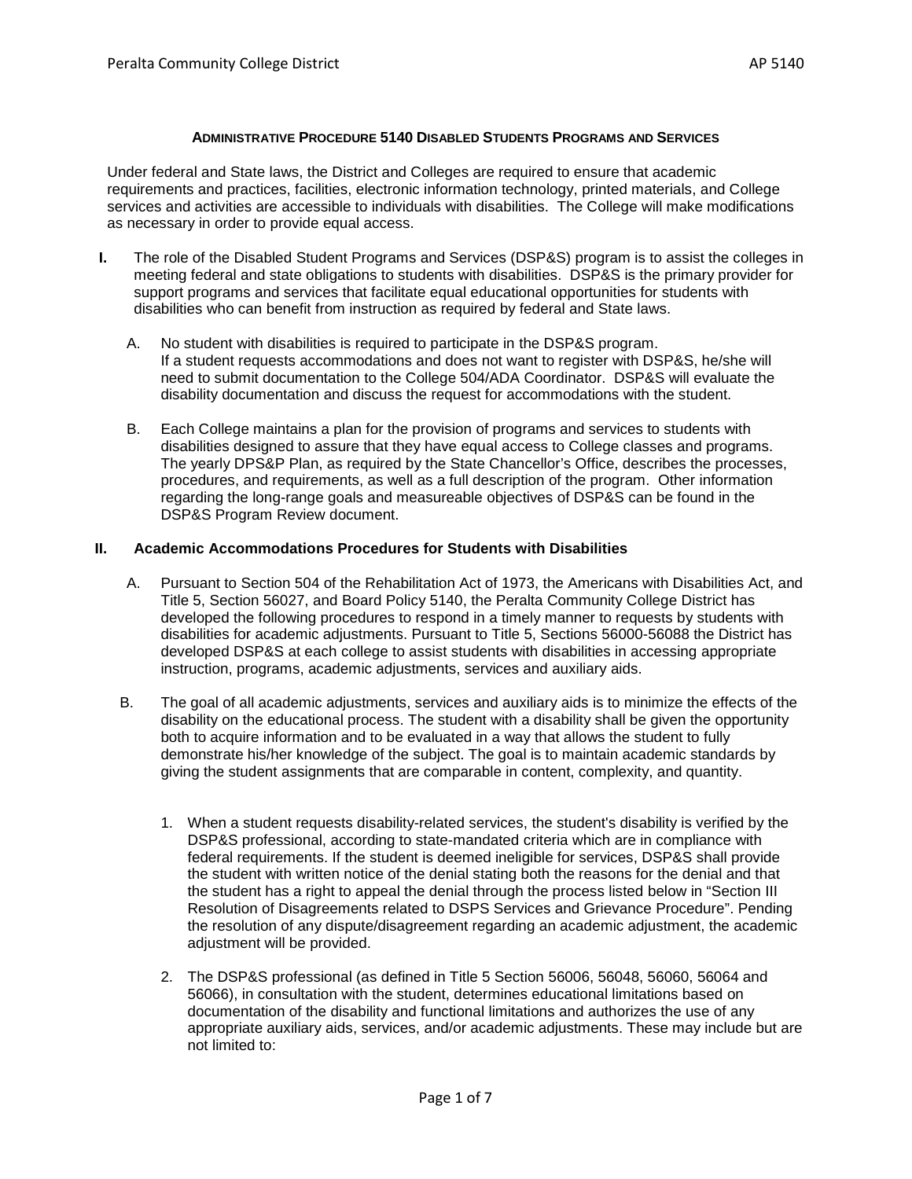# Administrative Procedure 5140 Disabled Students Programs and Services

Under federal and State laws, the District and Colleges are required to ensure that academic requirements and practices, facilities, electronic information technology, printed materials, and College services and activities are accessible to individuals with disabilities. The College will make modifications as necessary in order to provide equal access.

**I.** The role of the Disabled Student Programs and Services (DSP&S) program is to assist the colleges in meeting federal and state obligations to students with disabilities. DSP&S is the primary provider for support programs and services that facilitate equal educational opportunities for students with disabilities who can benefit from instruction as required by federal and State laws.

A. No student with disabilities is required to participate in the DSP&S program. If a student requests accommodations and does not want to register with DSP&S, he/she will need to submit documentation to the College 504/ADA Coordinator. DSP&S will evaluate the disability documentation and discuss the request for accommodations with the student.

B. Each College maintains a plan for the provision of programs and services to students with disabilities designed to assure that they have equal access to College classes and programs. The yearly DPS&P Plan, as required by the State Chancellor's Office, describes the processes, procedures, and requirements, as well as a full description of the program. Other information regarding the long-range goals and measureable objectives of DSP&S can be found in the DSP&S Program Review document.

## II. Academic Accommodations Procedures for Students with Disabilities

A. Pursuant to Section 504 of the Rehabilitation Act of 1973, the Americans with Disabilities Act, and Title 5, Section 56027, and Board Policy 5140, the Peralta Community College District has developed the following procedures to respond in a timely manner to requests by students with disabilities for academic adjustments. Pursuant to Title 5, Sections 56000-56088 the District has developed DSP&S at each college to assist students with disabilities in accessing appropriate instruction, programs, academic adjustments, services and auxiliary aids.

B. The goal of all academic adjustments, services and auxiliary aids is to minimize the effects of the disability on the educational process. The student with a disability shall be given the opportunity both to acquire information and to be evaluated in a way that allows the student to fully demonstrate his/her knowledge of the subject. The goal is to maintain academic standards by giving the student assignments that are comparable in content, complexity, and quantity.

1. When a student requests disability-related services, the student's disability is verified by the DSP&S professional, according to state-mandated criteria which are in compliance with federal requirements. If the student is deemed ineligible for services, DSP&S shall provide the student with written notice of the denial stating both the reasons for the denial and that the student has a right to appeal the denial through the process listed below in "Section III Resolution of Disagreements related to DSPS Services and Grievance Procedure". Pending the resolution of any dispute/disagreement regarding an academic adjustment, the academic adjustment will be provided.

2. The DSP&S professional (as defined in Title 5 Section 56006, 56048, 56060, 56064 and 56066), in consultation with the student, determines educational limitations based on documentation of the disability and functional limitations and authorizes the use of any appropriate auxiliary aids, services, and/or academic adjustments. These may include but are not limited to: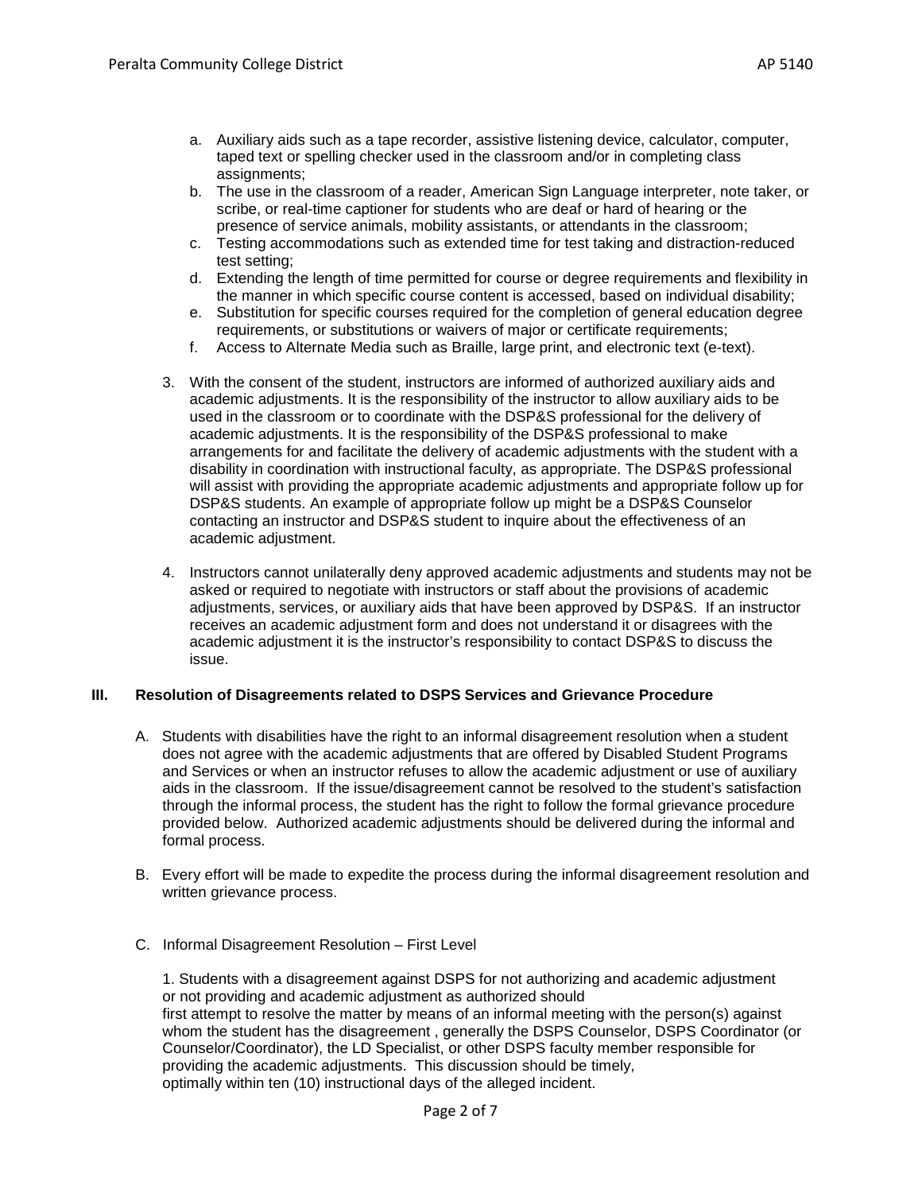a. Auxiliary aids such as a tape recorder, assistive listening device, calculator, computer, taped text or spelling checker used in the classroom and/or in completing class assignments;
b. The use in the classroom of a reader, American Sign Language interpreter, note taker, or scribe, or real-time captioner for students who are deaf or hard of hearing or the presence of service animals, mobility assistants, or attendants in the classroom;
c. Testing accommodations such as extended time for test taking and distraction-reduced test setting;
d. Extending the length of time permitted for course or degree requirements and flexibility in the manner in which specific course content is accessed, based on individual disability;
e. Substitution for specific courses required for the completion of general education degree requirements, or substitutions or waivers of major or certificate requirements;
f. Access to Alternate Media such as Braille, large print, and electronic text (e-text).

3. With the consent of the student, instructors are informed of authorized auxiliary aids and academic adjustments. It is the responsibility of the instructor to allow auxiliary aids to be used in the classroom or to coordinate with the DSP&S professional for the delivery of academic adjustments. It is the responsibility of the DSP&S professional to make arrangements for and facilitate the delivery of academic adjustments with the student with a disability in coordination with instructional faculty, as appropriate. The DSP&S professional will assist with providing the appropriate academic adjustments and appropriate follow up for DSP&S students. An example of appropriate follow up might be a DSP&S Counselor contacting an instructor and DSP&S student to inquire about the effectiveness of an academic adjustment.

4. Instructors cannot unilaterally deny approved academic adjustments and students may not be asked or required to negotiate with instructors or staff about the provisions of academic adjustments, services, or auxiliary aids that have been approved by DSP&S. If an instructor receives an academic adjustment form and does not understand it or disagrees with the academic adjustment it is the instructor's responsibility to contact DSP&S to discuss the issue.

## III. Resolution of Disagreements related to DSPS Services and Grievance Procedure

A. Students with disabilities have the right to an informal disagreement resolution when a student does not agree with the academic adjustments that are offered by Disabled Student Programs and Services or when an instructor refuses to allow the academic adjustment or use of auxiliary aids in the classroom. If the issue/disagreement cannot be resolved to the student's satisfaction through the informal process, the student has the right to follow the formal grievance procedure provided below. Authorized academic adjustments should be delivered during the informal and formal process.

B. Every effort will be made to expedite the process during the informal disagreement resolution and written grievance process.

C. Informal Disagreement Resolution – First Level

1. Students with a disagreement against DSPS for not authorizing and academic adjustment or not providing and academic adjustment as authorized should first attempt to resolve the matter by means of an informal meeting with the person(s) against whom the student has the disagreement , generally the DSPS Counselor, DSPS Coordinator (or Counselor/Coordinator), the LD Specialist, or other DSPS faculty member responsible for providing the academic adjustments. This discussion should be timely, optimally within ten (10) instructional days of the alleged incident.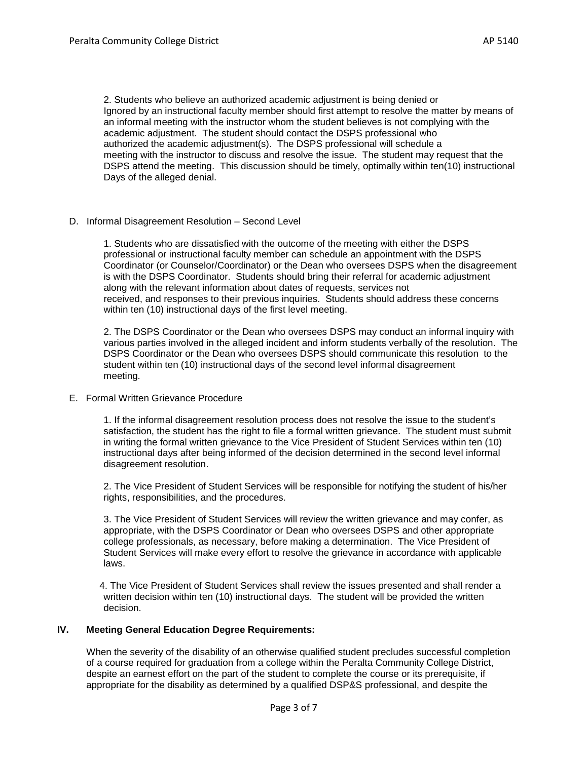2. Students who believe an authorized academic adjustment is being denied or Ignored by an instructional faculty member should first attempt to resolve the matter by means of an informal meeting with the instructor whom the student believes is not complying with the academic adjustment. The student should contact the DSPS professional who authorized the academic adjustment(s). The DSPS professional will schedule a meeting with the instructor to discuss and resolve the issue. The student may request that the DSPS attend the meeting. This discussion should be timely, optimally within ten(10) instructional Days of the alleged denial.

D. Informal Disagreement Resolution – Second Level

1. Students who are dissatisfied with the outcome of the meeting with either the DSPS professional or instructional faculty member can schedule an appointment with the DSPS Coordinator (or Counselor/Coordinator) or the Dean who oversees DSPS when the disagreement is with the DSPS Coordinator. Students should bring their referral for academic adjustment along with the relevant information about dates of requests, services not received, and responses to their previous inquiries. Students should address these concerns within ten (10) instructional days of the first level meeting.

2. The DSPS Coordinator or the Dean who oversees DSPS may conduct an informal inquiry with various parties involved in the alleged incident and inform students verbally of the resolution. The DSPS Coordinator or the Dean who oversees DSPS should communicate this resolution to the student within ten (10) instructional days of the second level informal disagreement meeting.

E. Formal Written Grievance Procedure

1. If the informal disagreement resolution process does not resolve the issue to the student's satisfaction, the student has the right to file a formal written grievance. The student must submit in writing the formal written grievance to the Vice President of Student Services within ten (10) instructional days after being informed of the decision determined in the second level informal disagreement resolution.

2. The Vice President of Student Services will be responsible for notifying the student of his/her rights, responsibilities, and the procedures.

3. The Vice President of Student Services will review the written grievance and may confer, as appropriate, with the DSPS Coordinator or Dean who oversees DSPS and other appropriate college professionals, as necessary, before making a determination. The Vice President of Student Services will make every effort to resolve the grievance in accordance with applicable laws.

4. The Vice President of Student Services shall review the issues presented and shall render a written decision within ten (10) instructional days. The student will be provided the written decision.

## IV. Meeting General Education Degree Requirements:

When the severity of the disability of an otherwise qualified student precludes successful completion of a course required for graduation from a college within the Peralta Community College District, despite an earnest effort on the part of the student to complete the course or its prerequisite, if appropriate for the disability as determined by a qualified DSP&S professional, and despite the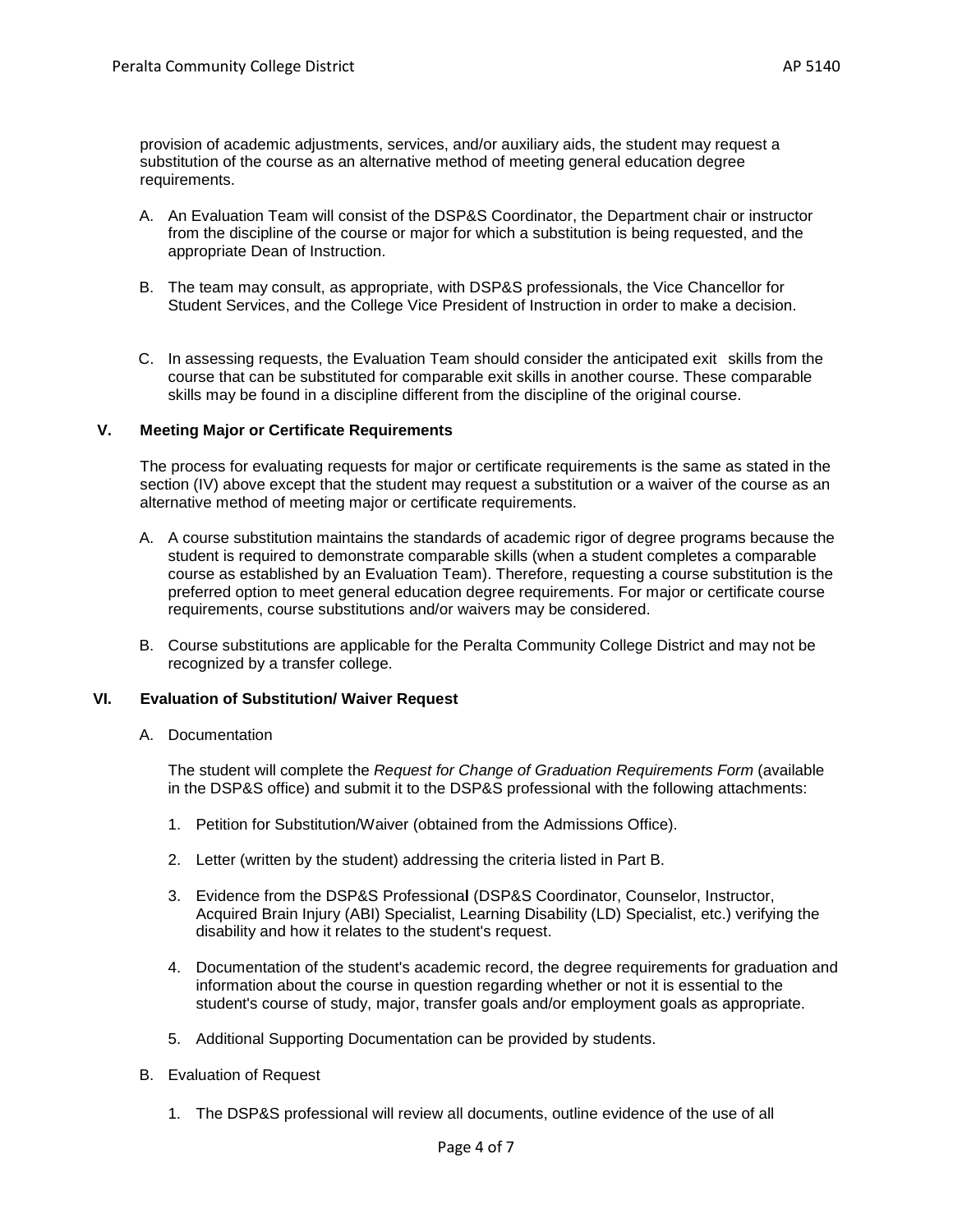provision of academic adjustments, services, and/or auxiliary aids, the student may request a substitution of the course as an alternative method of meeting general education degree requirements.

A. An Evaluation Team will consist of the DSP&S Coordinator, the Department chair or instructor from the discipline of the course or major for which a substitution is being requested, and the appropriate Dean of Instruction.

B. The team may consult, as appropriate, with DSP&S professionals, the Vice Chancellor for Student Services, and the College Vice President of Instruction in order to make a decision.

C. In assessing requests, the Evaluation Team should consider the anticipated exit skills from the course that can be substituted for comparable exit skills in another course. These comparable skills may be found in a discipline different from the discipline of the original course.

## V. Meeting Major or Certificate Requirements

The process for evaluating requests for major or certificate requirements is the same as stated in the section (IV) above except that the student may request a substitution or a waiver of the course as an alternative method of meeting major or certificate requirements.

A. A course substitution maintains the standards of academic rigor of degree programs because the student is required to demonstrate comparable skills (when a student completes a comparable course as established by an Evaluation Team). Therefore, requesting a course substitution is the preferred option to meet general education degree requirements. For major or certificate course requirements, course substitutions and/or waivers may be considered.

B. Course substitutions are applicable for the Peralta Community College District and may not be recognized by a transfer college.

## VI. Evaluation of Substitution/ Waiver Request

A. Documentation

The student will complete the *Request for Change of Graduation Requirements Form* (available in the DSP&S office) and submit it to the DSP&S professional with the following attachments:

1. Petition for Substitution/Waiver (obtained from the Admissions Office).
2. Letter (written by the student) addressing the criteria listed in Part B.
3. Evidence from the DSP&S Professional (DSP&S Coordinator, Counselor, Instructor, Acquired Brain Injury (ABI) Specialist, Learning Disability (LD) Specialist, etc.) verifying the disability and how it relates to the student's request.
4. Documentation of the student's academic record, the degree requirements for graduation and information about the course in question regarding whether or not it is essential to the student's course of study, major, transfer goals and/or employment goals as appropriate.
5. Additional Supporting Documentation can be provided by students.

B. Evaluation of Request

1. The DSP&S professional will review all documents, outline evidence of the use of all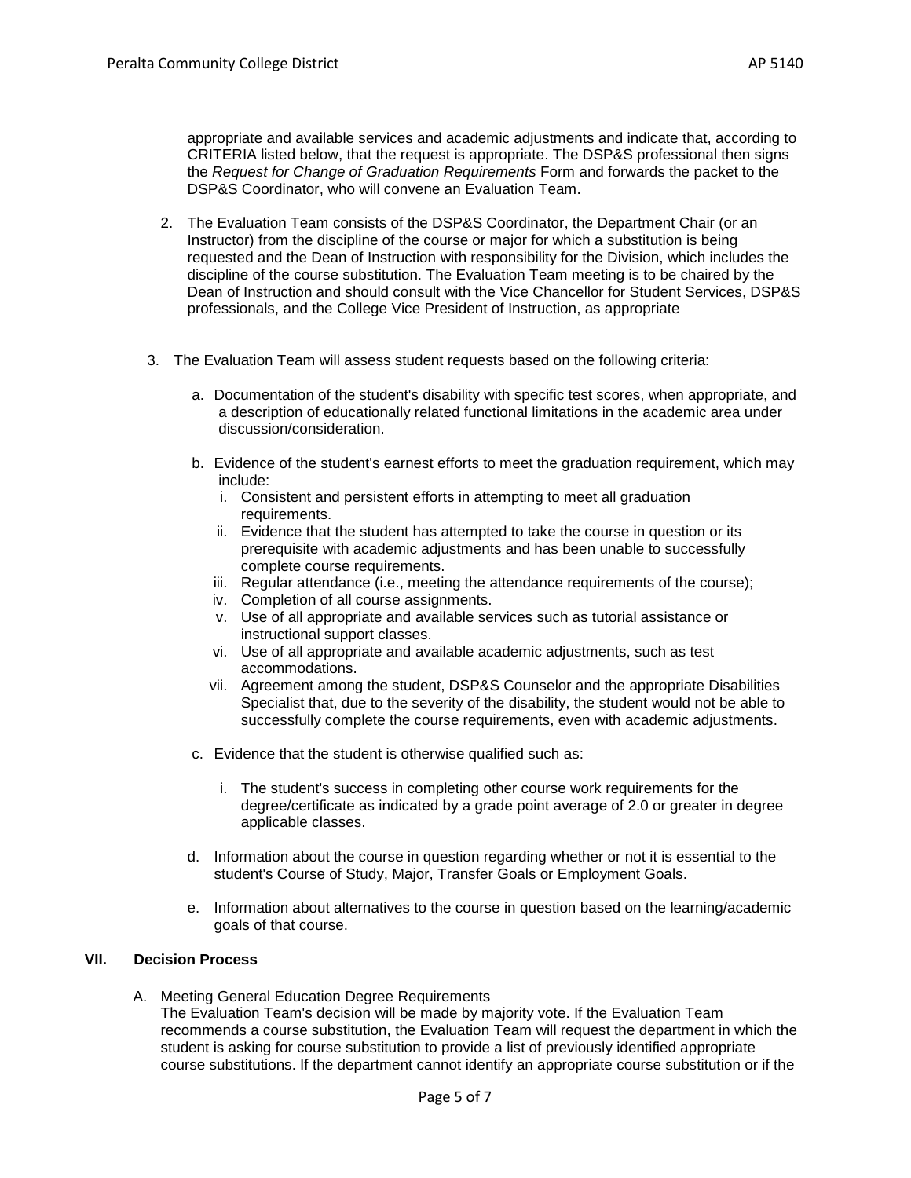appropriate and available services and academic adjustments and indicate that, according to CRITERIA listed below, that the request is appropriate. The DSP&S professional then signs the *Request for Change of Graduation Requirements* Form and forwards the packet to the DSP&S Coordinator, who will convene an Evaluation Team.

2. The Evaluation Team consists of the DSP&S Coordinator, the Department Chair (or an Instructor) from the discipline of the course or major for which a substitution is being requested and the Dean of Instruction with responsibility for the Division, which includes the discipline of the course substitution. The Evaluation Team meeting is to be chaired by the Dean of Instruction and should consult with the Vice Chancellor for Student Services, DSP&S professionals, and the College Vice President of Instruction, as appropriate

3. The Evaluation Team will assess student requests based on the following criteria:

   a. Documentation of the student's disability with specific test scores, when appropriate, and a description of educationally related functional limitations in the academic area under discussion/consideration.

   b. Evidence of the student's earnest efforts to meet the graduation requirement, which may include:
      i. Consistent and persistent efforts in attempting to meet all graduation requirements.
      ii. Evidence that the student has attempted to take the course in question or its prerequisite with academic adjustments and has been unable to successfully complete course requirements.
      iii. Regular attendance (i.e., meeting the attendance requirements of the course);
      iv. Completion of all course assignments.
      v. Use of all appropriate and available services such as tutorial assistance or instructional support classes.
      vi. Use of all appropriate and available academic adjustments, such as test accommodations.
      vii. Agreement among the student, DSP&S Counselor and the appropriate Disabilities Specialist that, due to the severity of the disability, the student would not be able to successfully complete the course requirements, even with academic adjustments.

   c. Evidence that the student is otherwise qualified such as:

      i. The student's success in completing other course work requirements for the degree/certificate as indicated by a grade point average of 2.0 or greater in degree applicable classes.

   d. Information about the course in question regarding whether or not it is essential to the student's Course of Study, Major, Transfer Goals or Employment Goals.

   e. Information about alternatives to the course in question based on the learning/academic goals of that course.

## VII. Decision Process

A. Meeting General Education Degree Requirements
The Evaluation Team's decision will be made by majority vote. If the Evaluation Team recommends a course substitution, the Evaluation Team will request the department in which the student is asking for course substitution to provide a list of previously identified appropriate course substitutions. If the department cannot identify an appropriate course substitution or if the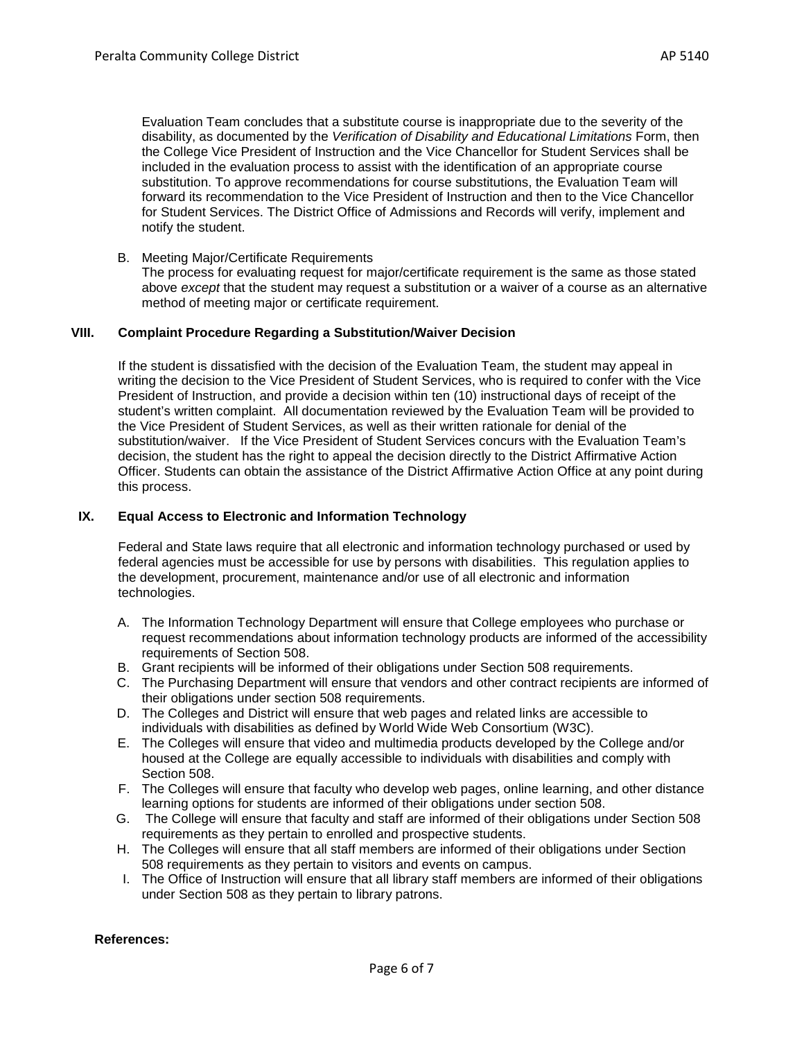Evaluation Team concludes that a substitute course is inappropriate due to the severity of the disability, as documented by the *Verification of Disability and Educational Limitations* Form, then the College Vice President of Instruction and the Vice Chancellor for Student Services shall be included in the evaluation process to assist with the identification of an appropriate course substitution. To approve recommendations for course substitutions, the Evaluation Team will forward its recommendation to the Vice President of Instruction and then to the Vice Chancellor for Student Services. The District Office of Admissions and Records will verify, implement and notify the student.

B. Meeting Major/Certificate Requirements
The process for evaluating request for major/certificate requirement is the same as those stated above *except* that the student may request a substitution or a waiver of a course as an alternative method of meeting major or certificate requirement.

## VIII. Complaint Procedure Regarding a Substitution/Waiver Decision

If the student is dissatisfied with the decision of the Evaluation Team, the student may appeal in writing the decision to the Vice President of Student Services, who is required to confer with the Vice President of Instruction, and provide a decision within ten (10) instructional days of receipt of the student's written complaint. All documentation reviewed by the Evaluation Team will be provided to the Vice President of Student Services, as well as their written rationale for denial of the substitution/waiver. If the Vice President of Student Services concurs with the Evaluation Team's decision, the student has the right to appeal the decision directly to the District Affirmative Action Officer. Students can obtain the assistance of the District Affirmative Action Office at any point during this process.

## IX. Equal Access to Electronic and Information Technology

Federal and State laws require that all electronic and information technology purchased or used by federal agencies must be accessible for use by persons with disabilities. This regulation applies to the development, procurement, maintenance and/or use of all electronic and information technologies.

A. The Information Technology Department will ensure that College employees who purchase or request recommendations about information technology products are informed of the accessibility requirements of Section 508.
B. Grant recipients will be informed of their obligations under Section 508 requirements.
C. The Purchasing Department will ensure that vendors and other contract recipients are informed of their obligations under section 508 requirements.
D. The Colleges and District will ensure that web pages and related links are accessible to individuals with disabilities as defined by World Wide Web Consortium (W3C).
E. The Colleges will ensure that video and multimedia products developed by the College and/or housed at the College are equally accessible to individuals with disabilities and comply with Section 508.
F. The Colleges will ensure that faculty who develop web pages, online learning, and other distance learning options for students are informed of their obligations under section 508.
G. The College will ensure that faculty and staff are informed of their obligations under Section 508 requirements as they pertain to enrolled and prospective students.
H. The Colleges will ensure that all staff members are informed of their obligations under Section 508 requirements as they pertain to visitors and events on campus.
I. The Office of Instruction will ensure that all library staff members are informed of their obligations under Section 508 as they pertain to library patrons.

**References:**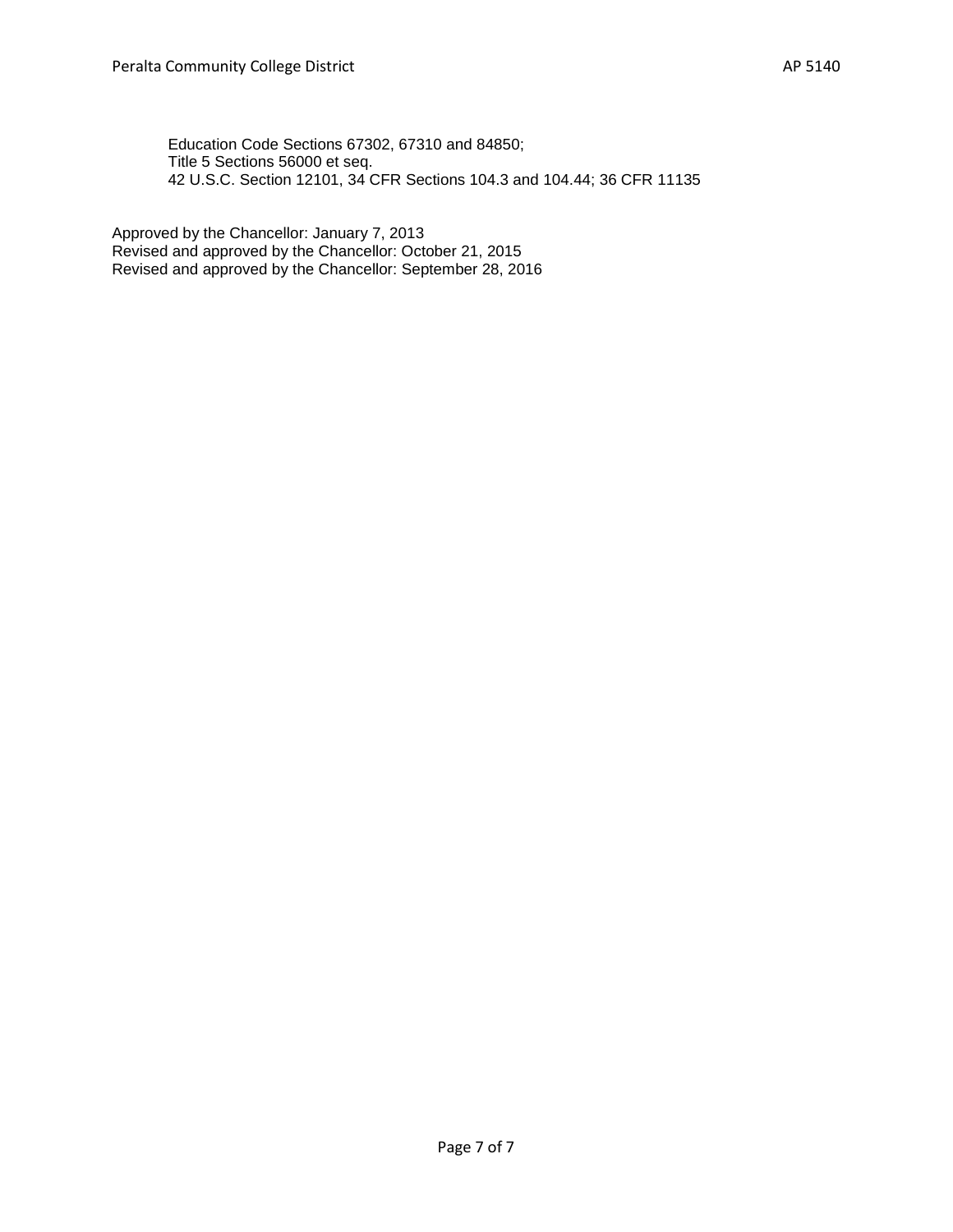Education Code Sections 67302, 67310 and 84850;
Title 5 Sections 56000 et seq.
42 U.S.C. Section 12101, 34 CFR Sections 104.3 and 104.44; 36 CFR 11135

Approved by the Chancellor: January 7, 2013
Revised and approved by the Chancellor: October 21, 2015
Revised and approved by the Chancellor: September 28, 2016